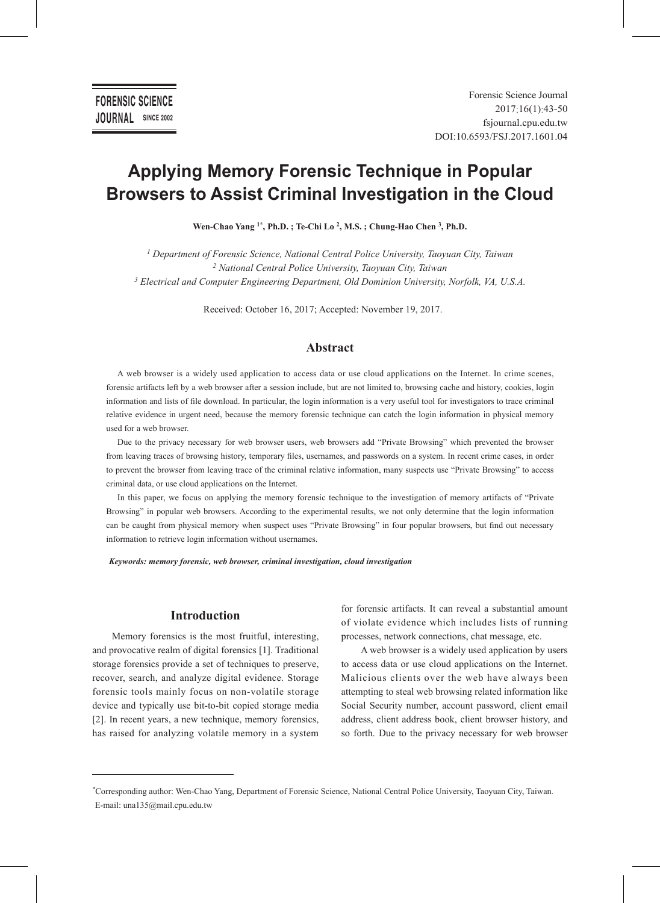FORENSIC SCIENCE JOURNAL SINCE 2002

Forensic Science Journal
2017;16(1):43-50
fsjournal.cpu.edu.tw
DOI:10.6593/FSJ.2017.1601.04

# Applying Memory Forensic Technique in Popular Browsers to Assist Criminal Investigation in the Cloud

**Wen-Chao Yang [1*], Ph.D. ; Te-Chi Lo [2], M.S. ; Chung-Hao Chen [3], Ph.D.**

*[1] Department of Forensic Science, National Central Police University, Taoyuan City, Taiwan*
*[2] National Central Police University, Taoyuan City, Taiwan*
*[3] Electrical and Computer Engineering Department, Old Dominion University, Norfolk, VA, U.S.A.*

Received: October 16, 2017; Accepted: November 19, 2017.

## Abstract

A web browser is a widely used application to access data or use cloud applications on the Internet. In crime scenes, forensic artifacts left by a web browser after a session include, but are not limited to, browsing cache and history, cookies, login information and lists of file download. In particular, the login information is a very useful tool for investigators to trace criminal relative evidence in urgent need, because the memory forensic technique can catch the login information in physical memory used for a web browser.

Due to the privacy necessary for web browser users, web browsers add "Private Browsing" which prevented the browser from leaving traces of browsing history, temporary files, usernames, and passwords on a system. In recent crime cases, in order to prevent the browser from leaving trace of the criminal relative information, many suspects use "Private Browsing" to access criminal data, or use cloud applications on the Internet.

In this paper, we focus on applying the memory forensic technique to the investigation of memory artifacts of "Private Browsing" in popular web browsers. According to the experimental results, we not only determine that the login information can be caught from physical memory when suspect uses "Private Browsing" in four popular browsers, but find out necessary information to retrieve login information without usernames.

***Keywords: memory forensic, web browser, criminal investigation, cloud investigation***

## Introduction

Memory forensics is the most fruitful, interesting, and provocative realm of digital forensics [1]. Traditional storage forensics provide a set of techniques to preserve, recover, search, and analyze digital evidence. Storage forensic tools mainly focus on non-volatile storage device and typically use bit-to-bit copied storage media [2]. In recent years, a new technique, memory forensics, has raised for analyzing volatile memory in a system for forensic artifacts. It can reveal a substantial amount of violate evidence which includes lists of running processes, network connections, chat message, etc.

A web browser is a widely used application by users to access data or use cloud applications on the Internet. Malicious clients over the web have always been attempting to steal web browsing related information like Social Security number, account password, client email address, client address book, client browser history, and so forth. Due to the privacy necessary for web browser

*Corresponding author: Wen-Chao Yang, Department of Forensic Science, National Central Police University, Taoyuan City, Taiwan.
E-mail: una135@mail.cpu.edu.tw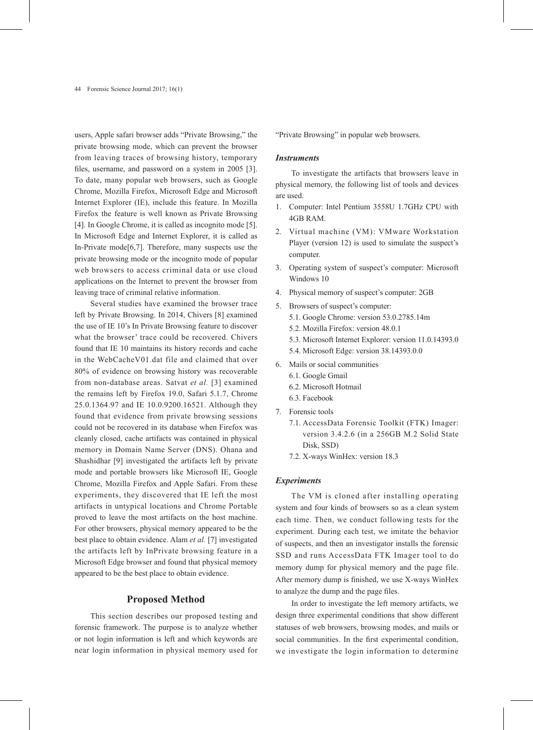users, Apple safari browser adds "Private Browsing," the private browsing mode, which can prevent the browser from leaving traces of browsing history, temporary files, username, and password on a system in 2005 [3]. To date, many popular web browsers, such as Google Chrome, Mozilla Firefox, Microsoft Edge and Microsoft Internet Explorer (IE), include this feature. In Mozilla Firefox the feature is well known as Private Browsing [4]. In Google Chrome, it is called as incognito mode [5]. In Microsoft Edge and Internet Explorer, it is called as In-Private mode[6,7]. Therefore, many suspects use the private browsing mode or the incognito mode of popular web browsers to access criminal data or use cloud applications on the Internet to prevent the browser from leaving trace of criminal relative information.

Several studies have examined the browser trace left by Private Browsing. In 2014, Chivers [8] examined the use of IE 10's In Private Browsing feature to discover what the browser' trace could be recovered. Chivers found that IE 10 maintains its history records and cache in the WebCacheV01.dat file and claimed that over 80% of evidence on browsing history was recoverable from non-database areas. Satvat *et al.* [3] examined the remains left by Firefox 19.0, Safari 5.1.7, Chrome 25.0.1364.97 and IE 10.0.9200.16521. Although they found that evidence from private browsing sessions could not be recovered in its database when Firefox was cleanly closed, cache artifacts was contained in physical memory in Domain Name Server (DNS). Ohana and Shashidhar [9] investigated the artifacts left by private mode and portable browsers like Microsoft IE, Google Chrome, Mozilla Firefox and Apple Safari. From these experiments, they discovered that IE left the most artifacts in untypical locations and Chrome Portable proved to leave the most artifacts on the host machine. For other browsers, physical memory appeared to be the best place to obtain evidence. Alam *et al.* [7] investigated the artifacts left by InPrivate browsing feature in a Microsoft Edge browser and found that physical memory appeared to be the best place to obtain evidence.

## Proposed Method

This section describes our proposed testing and forensic framework. The purpose is to analyze whether or not login information is left and which keywords are near login information in physical memory used for "Private Browsing" in popular web browsers.

### *Instruments*

To investigate the artifacts that browsers leave in physical memory, the following list of tools and devices are used.

1. Computer: Intel Pentium 3558U 1.7GHz CPU with 4GB RAM.
2. Virtual machine (VM): VMware Workstation Player (version 12) is used to simulate the suspect's computer.
3. Operating system of suspect's computer: Microsoft Windows 10
4. Physical memory of suspect's computer: 2GB
5. Browsers of suspect's computer:
   - 5.1. Google Chrome: version 53.0.2785.14m
   - 5.2. Mozilla Firefox: version 48.0.1
   - 5.3. Microsoft Internet Explorer: version 11.0.14393.0
   - 5.4. Microsoft Edge: version 38.14393.0.0
6. Mails or social communities
   - 6.1. Google Gmail
   - 6.2. Microsoft Hotmail
   - 6.3. Facebook
7. Forensic tools
   - 7.1. AccessData Forensic Toolkit (FTK) Imager: version 3.4.2.6 (in a 256GB M.2 Solid State Disk, SSD)
   - 7.2. X-ways WinHex: version 18.3

### *Experiments*

The VM is cloned after installing operating system and four kinds of browsers so as a clean system each time. Then, we conduct following tests for the experiment. During each test, we imitate the behavior of suspects, and then an investigator installs the forensic SSD and runs AccessData FTK Imager tool to do memory dump for physical memory and the page file. After memory dump is finished, we use X-ways WinHex to analyze the dump and the page files.

In order to investigate the left memory artifacts, we design three experimental conditions that show different statuses of web browsers, browsing modes, and mails or social communities. In the first experimental condition, we investigate the login information to determine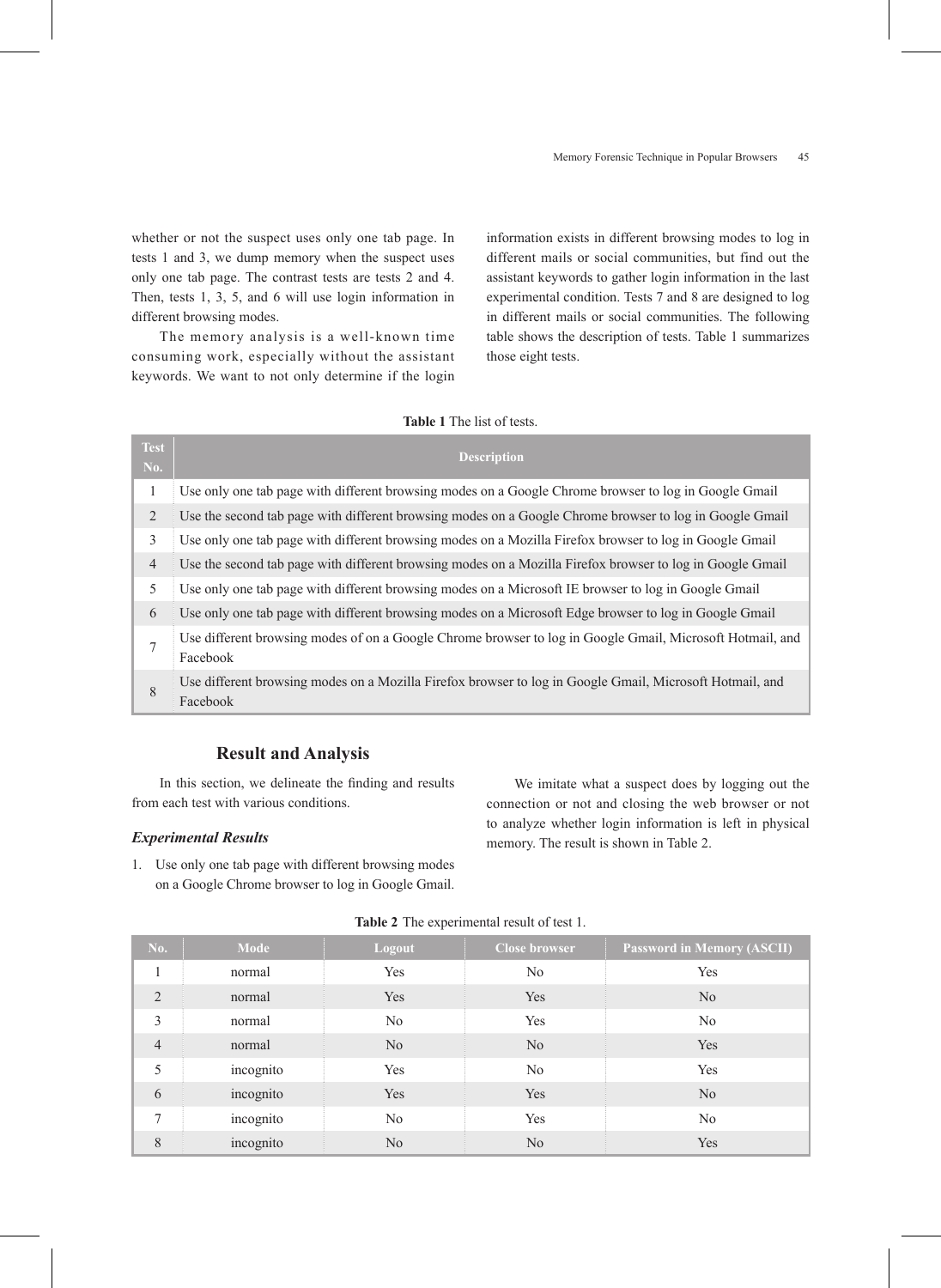whether or not the suspect uses only one tab page. In tests 1 and 3, we dump memory when the suspect uses only one tab page. The contrast tests are tests 2 and 4. Then, tests 1, 3, 5, and 6 will use login information in different browsing modes.

The memory analysis is a well-known time consuming work, especially without the assistant keywords. We want to not only determine if the login information exists in different browsing modes to log in different mails or social communities, but find out the assistant keywords to gather login information in the last experimental condition. Tests 7 and 8 are designed to log in different mails or social communities. The following table shows the description of tests. Table 1 summarizes those eight tests.

**Table 1** The list of tests.

| Test No. | Description |
| --- | --- |
| 1 | Use only one tab page with different browsing modes on a Google Chrome browser to log in Google Gmail |
| 2 | Use the second tab page with different browsing modes on a Google Chrome browser to log in Google Gmail |
| 3 | Use only one tab page with different browsing modes on a Mozilla Firefox browser to log in Google Gmail |
| 4 | Use the second tab page with different browsing modes on a Mozilla Firefox browser to log in Google Gmail |
| 5 | Use only one tab page with different browsing modes on a Microsoft IE browser to log in Google Gmail |
| 6 | Use only one tab page with different browsing modes on a Microsoft Edge browser to log in Google Gmail |
| 7 | Use different browsing modes of on a Google Chrome browser to log in Google Gmail, Microsoft Hotmail, and Facebook |
| 8 | Use different browsing modes on a Mozilla Firefox browser to log in Google Gmail, Microsoft Hotmail, and Facebook |

## Result and Analysis

In this section, we delineate the finding and results from each test with various conditions.

### *Experimental Results*

1. Use only one tab page with different browsing modes on a Google Chrome browser to log in Google Gmail.

We imitate what a suspect does by logging out the connection or not and closing the web browser or not to analyze whether login information is left in physical memory. The result is shown in Table 2.

**Table 2** The experimental result of test 1.

| No. | Mode | Logout | Close browser | Password in Memory (ASCII) |
| --- | --- | --- | --- | --- |
| 1 | normal | Yes | No | Yes |
| 2 | normal | Yes | Yes | No |
| 3 | normal | No | Yes | No |
| 4 | normal | No | No | Yes |
| 5 | incognito | Yes | No | Yes |
| 6 | incognito | Yes | Yes | No |
| 7 | incognito | No | Yes | No |
| 8 | incognito | No | No | Yes |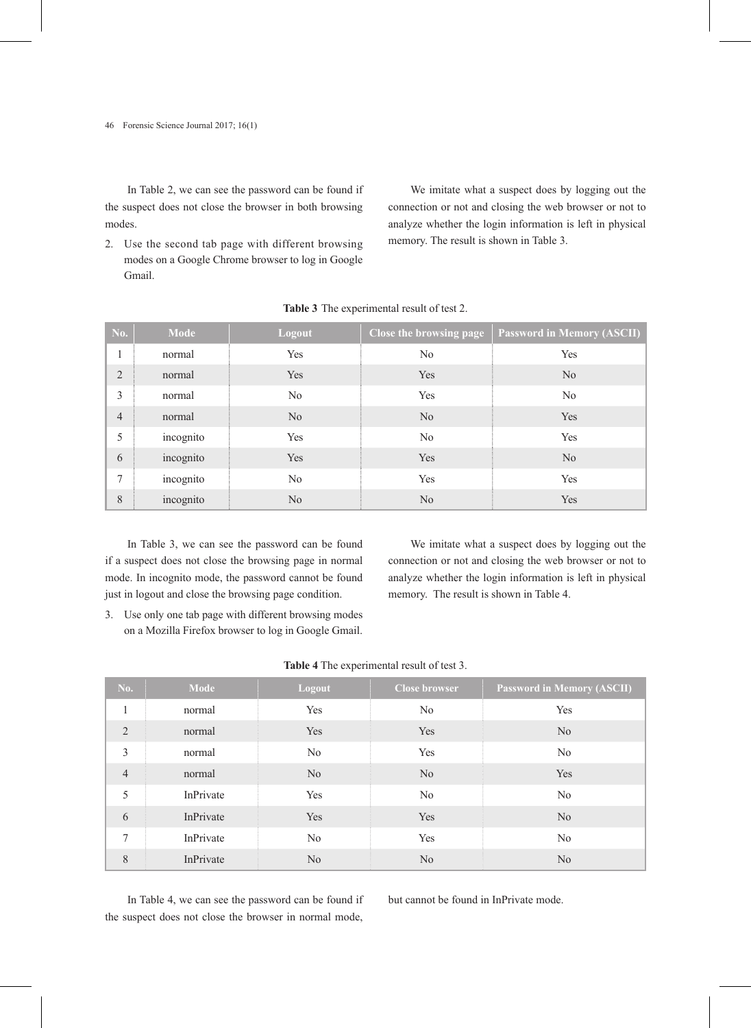In Table 2, we can see the password can be found if the suspect does not close the browser in both browsing modes.

2. Use the second tab page with different browsing modes on a Google Chrome browser to log in Google Gmail.

We imitate what a suspect does by logging out the connection or not and closing the web browser or not to analyze whether the login information is left in physical memory. The result is shown in Table 3.

**Table 3** The experimental result of test 2.

| No. | Mode | Logout | Close the browsing page | Password in Memory (ASCII) |
|---|---|---|---|---|
| 1 | normal | Yes | No | Yes |
| 2 | normal | Yes | Yes | No |
| 3 | normal | No | Yes | No |
| 4 | normal | No | No | Yes |
| 5 | incognito | Yes | No | Yes |
| 6 | incognito | Yes | Yes | No |
| 7 | incognito | No | Yes | Yes |
| 8 | incognito | No | No | Yes |

In Table 3, we can see the password can be found if a suspect does not close the browsing page in normal mode. In incognito mode, the password cannot be found just in logout and close the browsing page condition.

3. Use only one tab page with different browsing modes on a Mozilla Firefox browser to log in Google Gmail.

We imitate what a suspect does by logging out the connection or not and closing the web browser or not to analyze whether the login information is left in physical memory. The result is shown in Table 4.

**Table 4** The experimental result of test 3.

| No. | Mode | Logout | Close browser | Password in Memory (ASCII) |
|---|---|---|---|---|
| 1 | normal | Yes | No | Yes |
| 2 | normal | Yes | Yes | No |
| 3 | normal | No | Yes | No |
| 4 | normal | No | No | Yes |
| 5 | InPrivate | Yes | No | No |
| 6 | InPrivate | Yes | Yes | No |
| 7 | InPrivate | No | Yes | No |
| 8 | InPrivate | No | No | No |

In Table 4, we can see the password can be found if the suspect does not close the browser in normal mode, but cannot be found in InPrivate mode.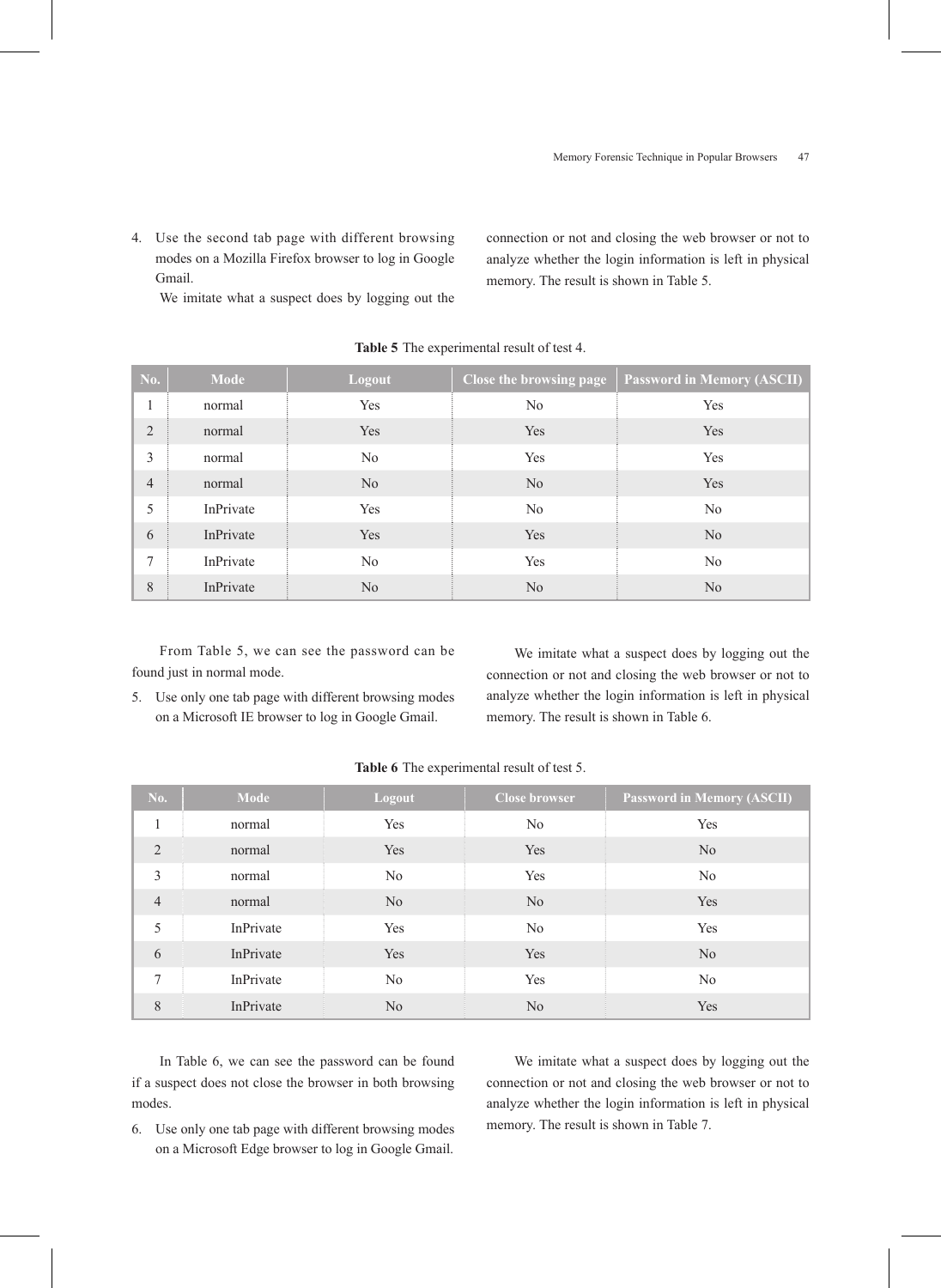4. Use the second tab page with different browsing modes on a Mozilla Firefox browser to log in Google Gmail.

   We imitate what a suspect does by logging out the connection or not and closing the web browser or not to analyze whether the login information is left in physical memory. The result is shown in Table 5.

**Table 5** The experimental result of test 4.

| No. | Mode | Logout | Close the browsing page | Password in Memory (ASCII) |
|---|---|---|---|---|
| 1 | normal | Yes | No | Yes |
| 2 | normal | Yes | Yes | Yes |
| 3 | normal | No | Yes | Yes |
| 4 | normal | No | No | Yes |
| 5 | InPrivate | Yes | No | No |
| 6 | InPrivate | Yes | Yes | No |
| 7 | InPrivate | No | Yes | No |
| 8 | InPrivate | No | No | No |

From Table 5, we can see the password can be found just in normal mode.

5. Use only one tab page with different browsing modes on a Microsoft IE browser to log in Google Gmail.

   We imitate what a suspect does by logging out the connection or not and closing the web browser or not to analyze whether the login information is left in physical memory. The result is shown in Table 6.

**Table 6** The experimental result of test 5.

| No. | Mode | Logout | Close browser | Password in Memory (ASCII) |
|---|---|---|---|---|
| 1 | normal | Yes | No | Yes |
| 2 | normal | Yes | Yes | No |
| 3 | normal | No | Yes | No |
| 4 | normal | No | No | Yes |
| 5 | InPrivate | Yes | No | Yes |
| 6 | InPrivate | Yes | Yes | No |
| 7 | InPrivate | No | Yes | No |
| 8 | InPrivate | No | No | Yes |

In Table 6, we can see the password can be found if a suspect does not close the browser in both browsing modes.

6. Use only one tab page with different browsing modes on a Microsoft Edge browser to log in Google Gmail.

   We imitate what a suspect does by logging out the connection or not and closing the web browser or not to analyze whether the login information is left in physical memory. The result is shown in Table 7.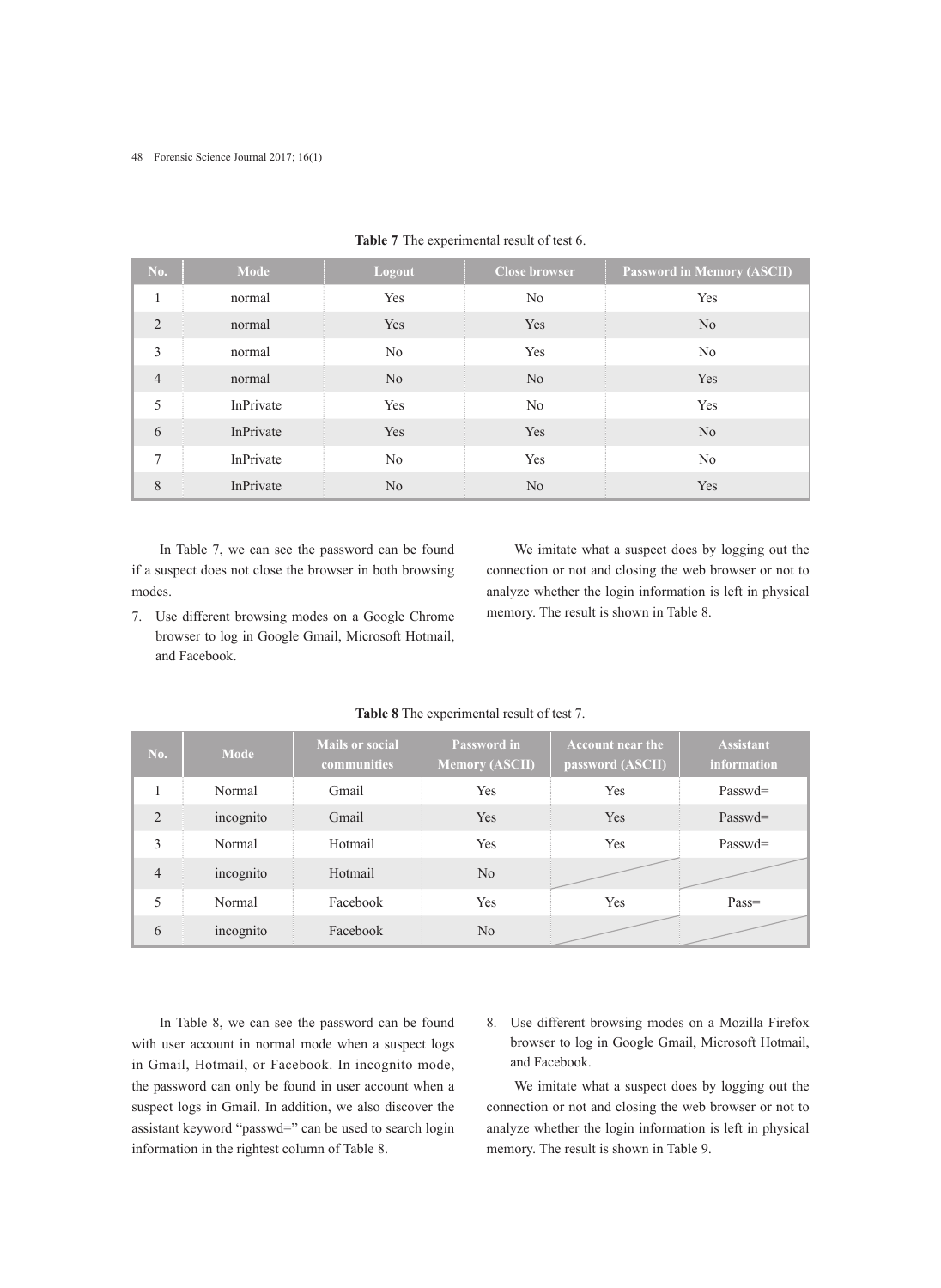**Table 7** The experimental result of test 6.

| No. | Mode | Logout | Close browser | Password in Memory (ASCII) |
|---|---|---|---|---|
| 1 | normal | Yes | No | Yes |
| 2 | normal | Yes | Yes | No |
| 3 | normal | No | Yes | No |
| 4 | normal | No | No | Yes |
| 5 | InPrivate | Yes | No | Yes |
| 6 | InPrivate | Yes | Yes | No |
| 7 | InPrivate | No | Yes | No |
| 8 | InPrivate | No | No | Yes |

In Table 7, we can see the password can be found if a suspect does not close the browser in both browsing modes.

7. Use different browsing modes on a Google Chrome browser to log in Google Gmail, Microsoft Hotmail, and Facebook.

We imitate what a suspect does by logging out the connection or not and closing the web browser or not to analyze whether the login information is left in physical memory. The result is shown in Table 8.

**Table 8** The experimental result of test 7.

| No. | Mode | Mails or social communities | Password in Memory (ASCII) | Account near the password (ASCII) | Assistant information |
|---|---|---|---|---|---|
| 1 | Normal | Gmail | Yes | Yes | Passwd= |
| 2 | incognito | Gmail | Yes | Yes | Passwd= |
| 3 | Normal | Hotmail | Yes | Yes | Passwd= |
| 4 | incognito | Hotmail | No | | |
| 5 | Normal | Facebook | Yes | Yes | Pass= |
| 6 | incognito | Facebook | No | | |

In Table 8, we can see the password can be found with user account in normal mode when a suspect logs in Gmail, Hotmail, or Facebook. In incognito mode, the password can only be found in user account when a suspect logs in Gmail. In addition, we also discover the assistant keyword "passwd=" can be used to search login information in the rightest column of Table 8.

8. Use different browsing modes on a Mozilla Firefox browser to log in Google Gmail, Microsoft Hotmail, and Facebook.

We imitate what a suspect does by logging out the connection or not and closing the web browser or not to analyze whether the login information is left in physical memory. The result is shown in Table 9.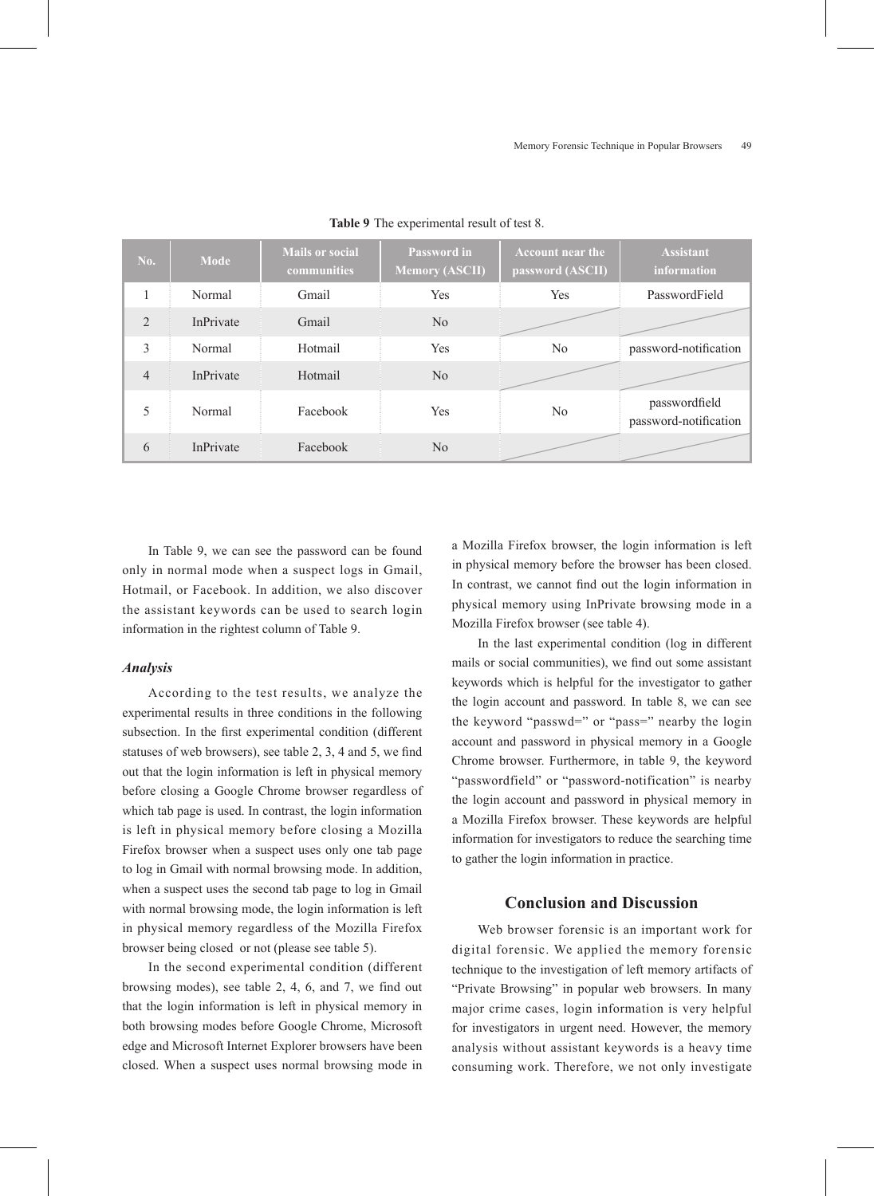**Table 9** The experimental result of test 8.

| No. | Mode | Mails or social communities | Password in Memory (ASCII) | Account near the password (ASCII) | Assistant information |
|---|---|---|---|---|---|
| 1 | Normal | Gmail | Yes | Yes | PasswordField |
| 2 | InPrivate | Gmail | No | | |
| 3 | Normal | Hotmail | Yes | No | password-notification |
| 4 | InPrivate | Hotmail | No | | |
| 5 | Normal | Facebook | Yes | No | passwordfield password-notification |
| 6 | InPrivate | Facebook | No | | |

In Table 9, we can see the password can be found only in normal mode when a suspect logs in Gmail, Hotmail, or Facebook. In addition, we also discover the assistant keywords can be used to search login information in the rightest column of Table 9.

### *Analysis*

According to the test results, we analyze the experimental results in three conditions in the following subsection. In the first experimental condition (different statuses of web browsers), see table 2, 3, 4 and 5, we find out that the login information is left in physical memory before closing a Google Chrome browser regardless of which tab page is used. In contrast, the login information is left in physical memory before closing a Mozilla Firefox browser when a suspect uses only one tab page to log in Gmail with normal browsing mode. In addition, when a suspect uses the second tab page to log in Gmail with normal browsing mode, the login information is left in physical memory regardless of the Mozilla Firefox browser being closed or not (please see table 5).

In the second experimental condition (different browsing modes), see table 2, 4, 6, and 7, we find out that the login information is left in physical memory in both browsing modes before Google Chrome, Microsoft edge and Microsoft Internet Explorer browsers have been closed. When a suspect uses normal browsing mode in a Mozilla Firefox browser, the login information is left in physical memory before the browser has been closed. In contrast, we cannot find out the login information in physical memory using InPrivate browsing mode in a Mozilla Firefox browser (see table 4).

In the last experimental condition (log in different mails or social communities), we find out some assistant keywords which is helpful for the investigator to gather the login account and password. In table 8, we can see the keyword "passwd=" or "pass=" nearby the login account and password in physical memory in a Google Chrome browser. Furthermore, in table 9, the keyword "passwordfield" or "password-notification" is nearby the login account and password in physical memory in a Mozilla Firefox browser. These keywords are helpful information for investigators to reduce the searching time to gather the login information in practice.

## Conclusion and Discussion

Web browser forensic is an important work for digital forensic. We applied the memory forensic technique to the investigation of left memory artifacts of "Private Browsing" in popular web browsers. In many major crime cases, login information is very helpful for investigators in urgent need. However, the memory analysis without assistant keywords is a heavy time consuming work. Therefore, we not only investigate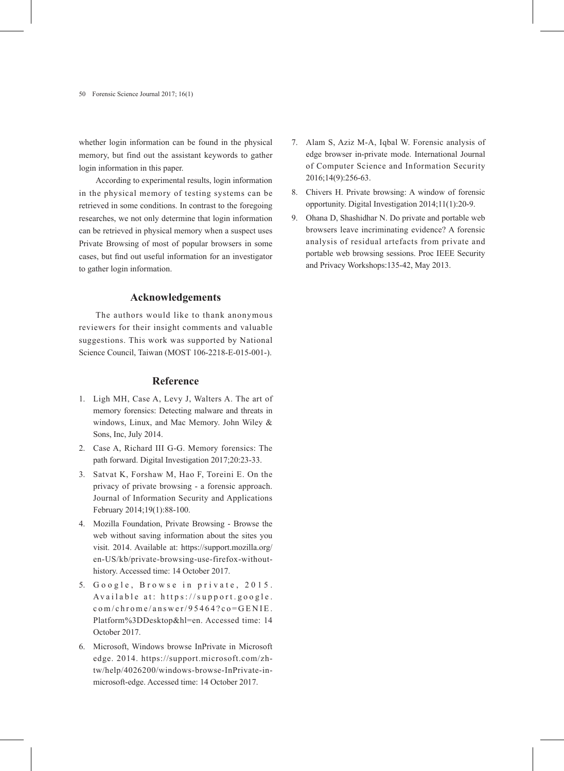whether login information can be found in the physical memory, but find out the assistant keywords to gather login information in this paper.

According to experimental results, login information in the physical memory of testing systems can be retrieved in some conditions. In contrast to the foregoing researches, we not only determine that login information can be retrieved in physical memory when a suspect uses Private Browsing of most of popular browsers in some cases, but find out useful information for an investigator to gather login information.

## Acknowledgements

The authors would like to thank anonymous reviewers for their insight comments and valuable suggestions. This work was supported by National Science Council, Taiwan (MOST 106-2218-E-015-001-).

## Reference

1. Ligh MH, Case A, Levy J, Walters A. The art of memory forensics: Detecting malware and threats in windows, Linux, and Mac Memory. John Wiley & Sons, Inc, July 2014.
2. Case A, Richard III G-G. Memory forensics: The path forward. Digital Investigation 2017;20:23-33.
3. Satvat K, Forshaw M, Hao F, Toreini E. On the privacy of private browsing - a forensic approach. Journal of Information Security and Applications February 2014;19(1):88-100.
4. Mozilla Foundation, Private Browsing - Browse the web without saving information about the sites you visit. 2014. Available at: https://support.mozilla.org/en-US/kb/private-browsing-use-firefox-without-history. Accessed time: 14 October 2017.
5. Google, Browse in private, 2015. Available at: https://support.google.com/chrome/answer/95464?co=GENIE.Platform%3DDesktop&hl=en. Accessed time: 14 October 2017.
6. Microsoft, Windows browse InPrivate in Microsoft edge. 2014. https://support.microsoft.com/zh-tw/help/4026200/windows-browse-InPrivate-in-microsoft-edge. Accessed time: 14 October 2017.
7. Alam S, Aziz M-A, Iqbal W. Forensic analysis of edge browser in-private mode. International Journal of Computer Science and Information Security 2016;14(9):256-63.
8. Chivers H. Private browsing: A window of forensic opportunity. Digital Investigation 2014;11(1):20-9.
9. Ohana D, Shashidhar N. Do private and portable web browsers leave incriminating evidence? A forensic analysis of residual artefacts from private and portable web browsing sessions. Proc IEEE Security and Privacy Workshops:135-42, May 2013.